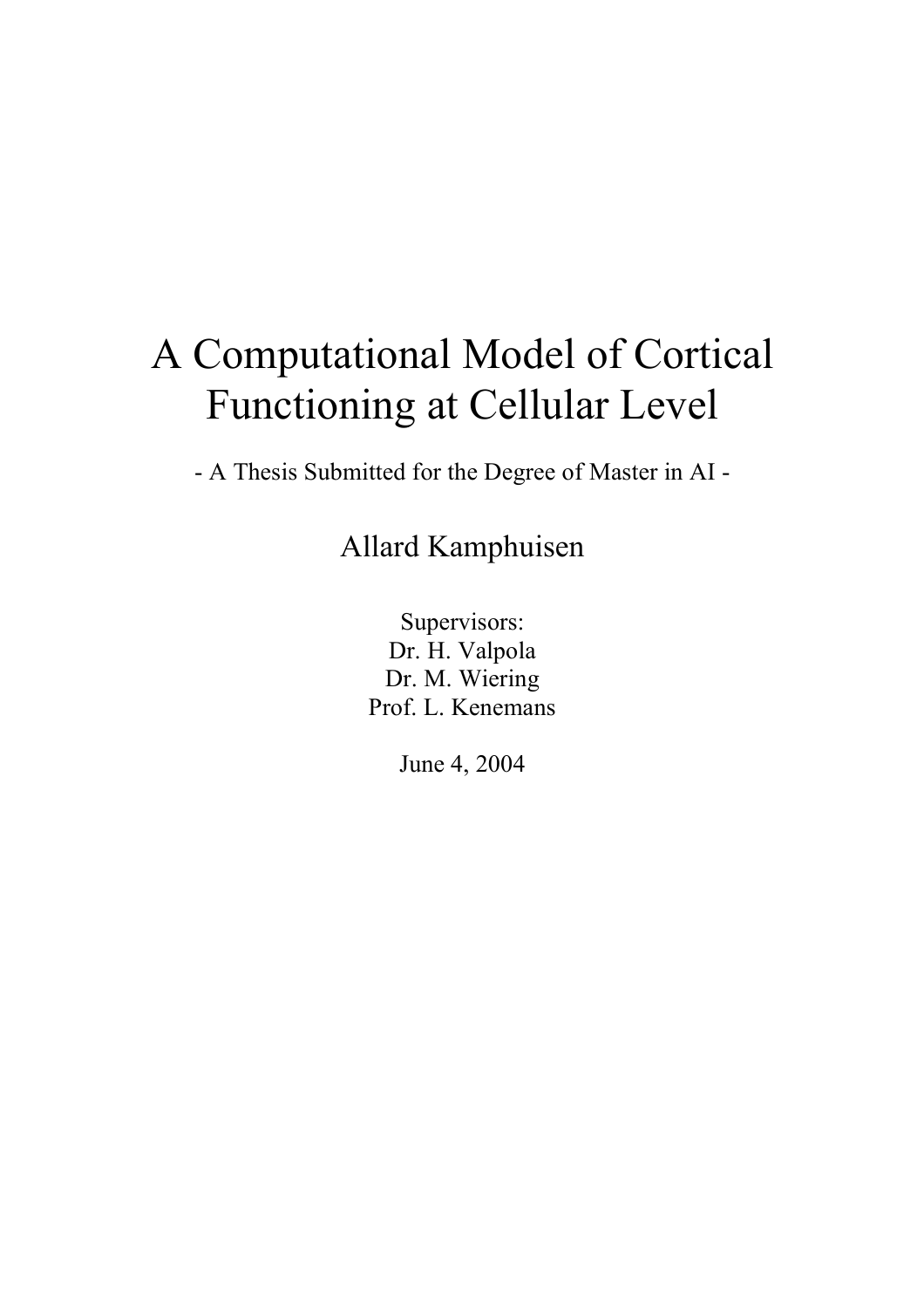# A Computational Model of Cortical Functioning at Cellular Level

- A Thesis Submitted for the Degree of Master in AI -

Allard Kamphuisen

Supervisors:
Dr. H. Valpola
Dr. M. Wiering
Prof. L. Kenemans

June 4, 2004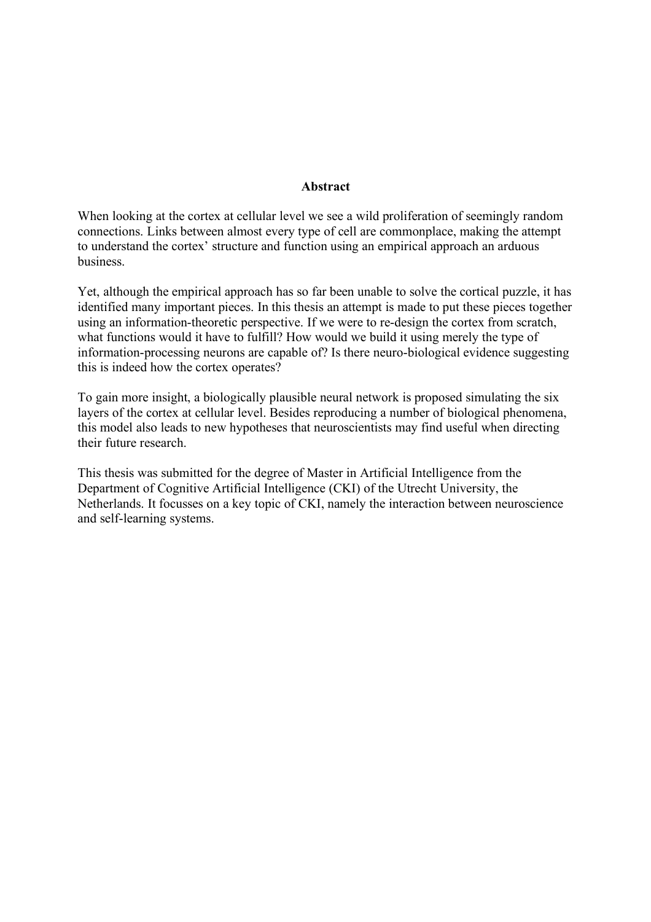**Abstract**

When looking at the cortex at cellular level we see a wild proliferation of seemingly random connections. Links between almost every type of cell are commonplace, making the attempt to understand the cortex' structure and function using an empirical approach an arduous business.

Yet, although the empirical approach has so far been unable to solve the cortical puzzle, it has identified many important pieces. In this thesis an attempt is made to put these pieces together using an information-theoretic perspective. If we were to re-design the cortex from scratch, what functions would it have to fulfill? How would we build it using merely the type of information-processing neurons are capable of? Is there neuro-biological evidence suggesting this is indeed how the cortex operates?

To gain more insight, a biologically plausible neural network is proposed simulating the six layers of the cortex at cellular level. Besides reproducing a number of biological phenomena, this model also leads to new hypotheses that neuroscientists may find useful when directing their future research.

This thesis was submitted for the degree of Master in Artificial Intelligence from the Department of Cognitive Artificial Intelligence (CKI) of the Utrecht University, the Netherlands. It focusses on a key topic of CKI, namely the interaction between neuroscience and self-learning systems.